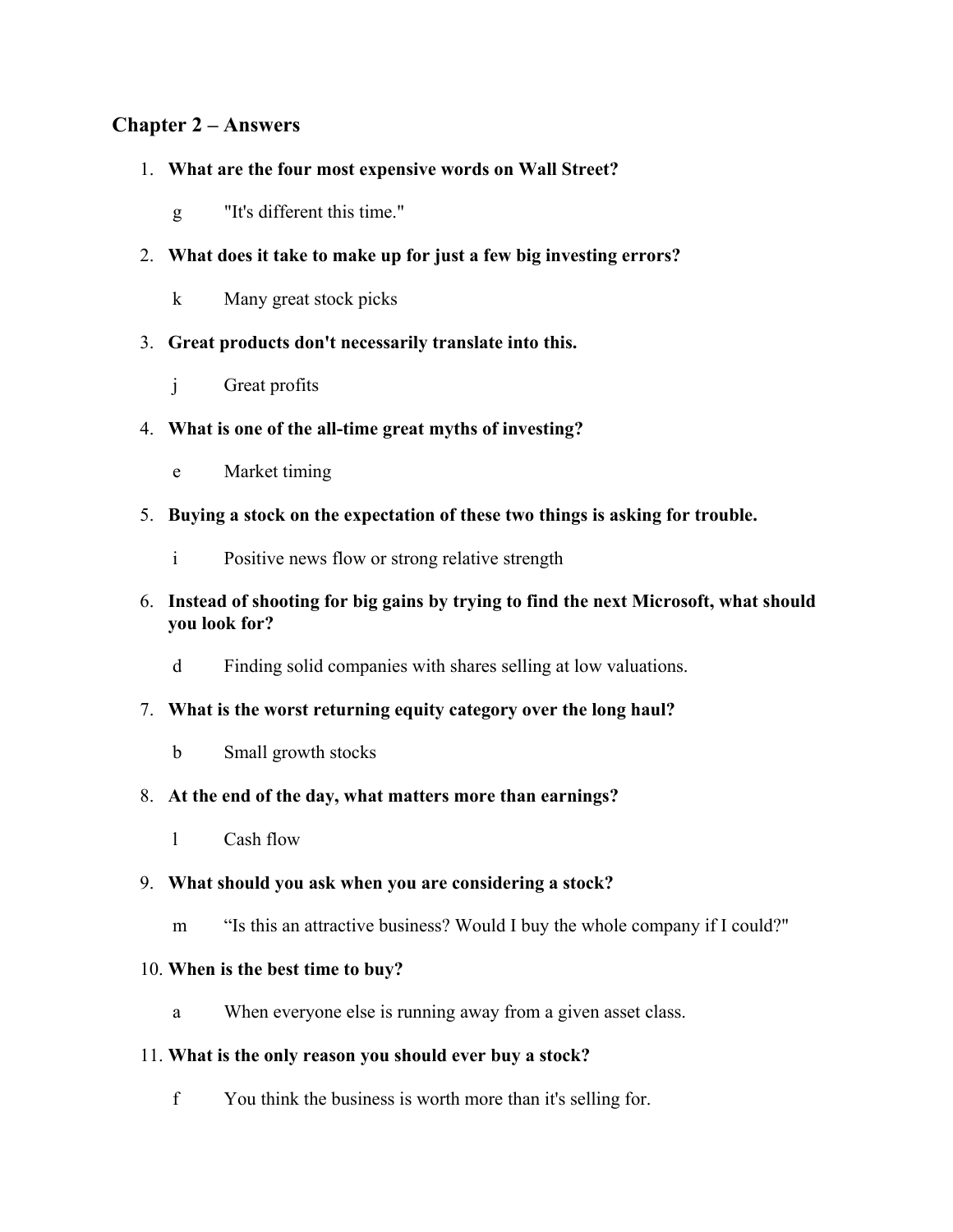## Chapter 2 – Answers

1. **What are the four most expensive words on Wall Street?**

   g "It's different this time."

2. **What does it take to make up for just a few big investing errors?**

   k Many great stock picks

3. **Great products don't necessarily translate into this.**

   j Great profits

4. **What is one of the all-time great myths of investing?**

   e Market timing

5. **Buying a stock on the expectation of these two things is asking for trouble.**

   i Positive news flow or strong relative strength

6. **Instead of shooting for big gains by trying to find the next Microsoft, what should you look for?**

   d Finding solid companies with shares selling at low valuations.

7. **What is the worst returning equity category over the long haul?**

   b Small growth stocks

8. **At the end of the day, what matters more than earnings?**

   l Cash flow

9. **What should you ask when you are considering a stock?**

   m "Is this an attractive business? Would I buy the whole company if I could?"

10. **When is the best time to buy?**

    a When everyone else is running away from a given asset class.

11. **What is the only reason you should ever buy a stock?**

    f You think the business is worth more than it's selling for.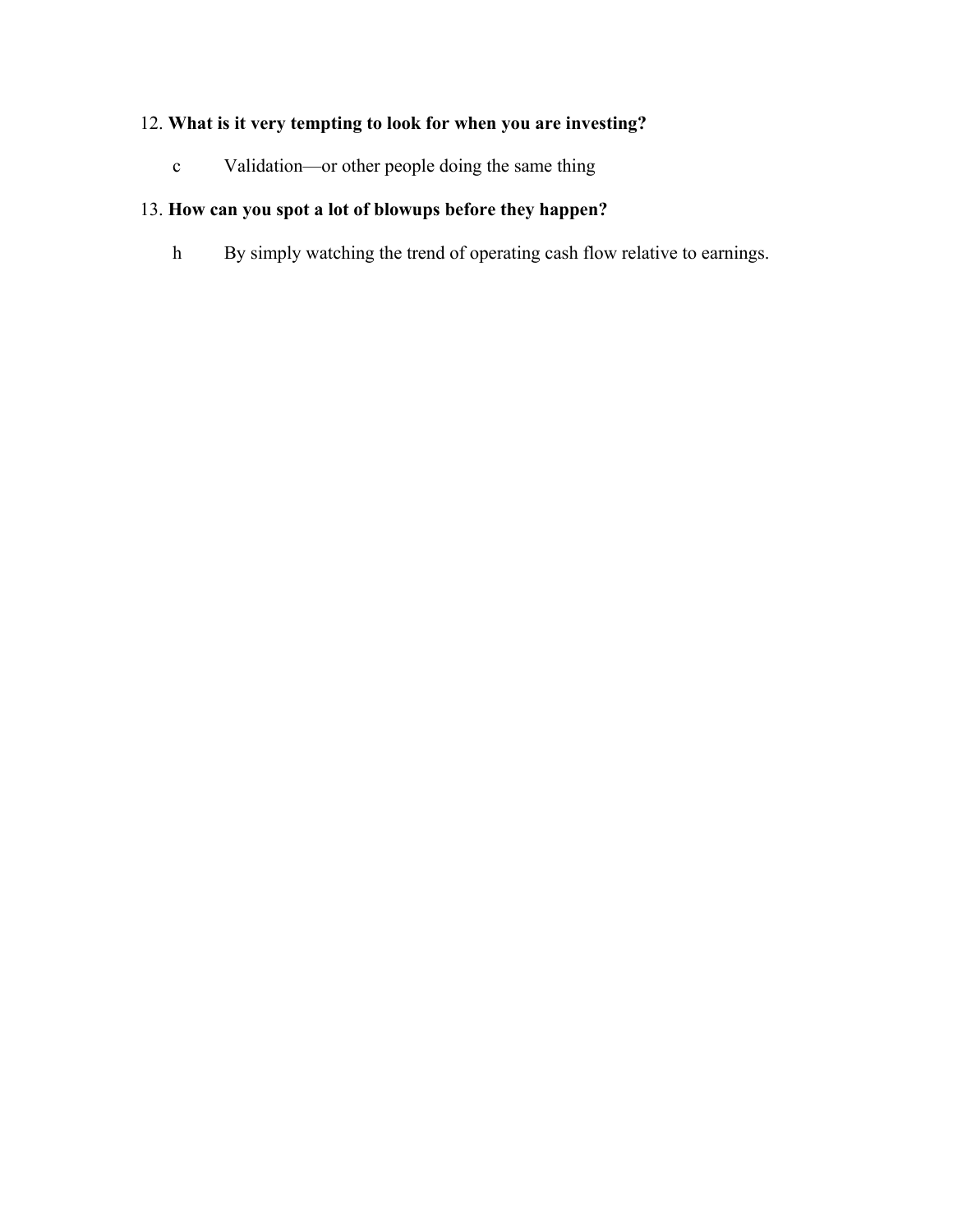12. **What is it very tempting to look for when you are investing?**

    c Validation—or other people doing the same thing

13. **How can you spot a lot of blowups before they happen?**

    h By simply watching the trend of operating cash flow relative to earnings.